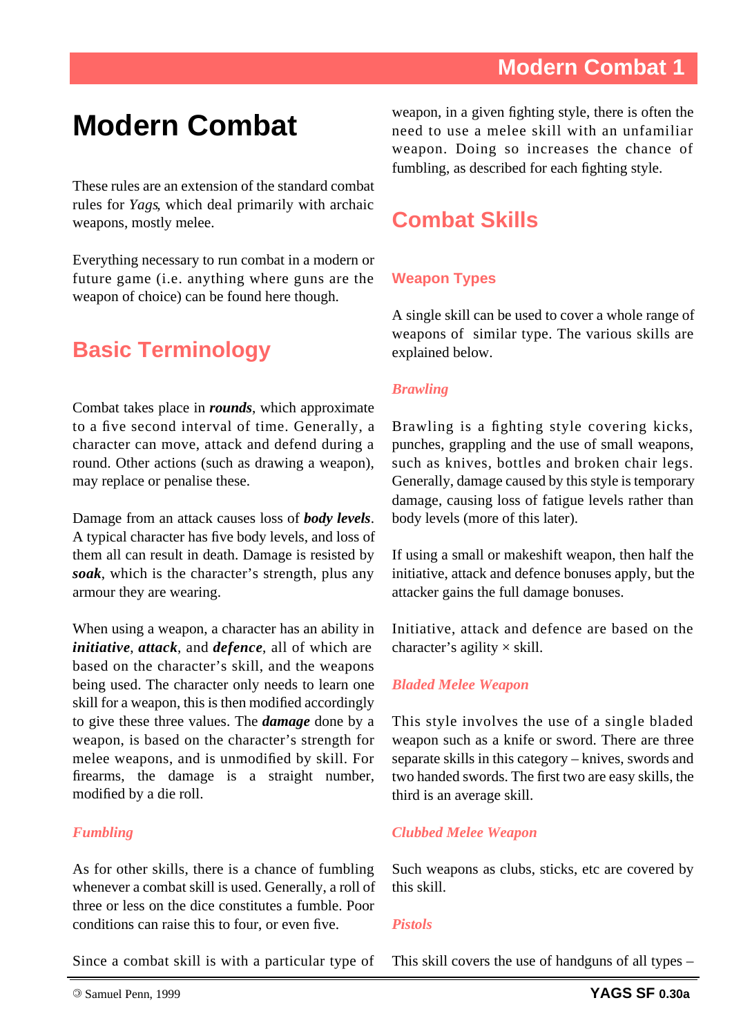# Modern Combat

These rules are an extension of the standard combat rules for *Yags*, which deal primarily with archaic weapons, mostly melee.

Everything necessary to run combat in a modern or future game (i.e. anything where guns are the weapon of choice) can be found here though.

## Basic Terminology

Combat takes place in ***rounds***, which approximate to a five second interval of time. Generally, a character can move, attack and defend during a round. Other actions (such as drawing a weapon), may replace or penalise these.

Damage from an attack causes loss of ***body levels***. A typical character has five body levels, and loss of them all can result in death. Damage is resisted by ***soak***, which is the character's strength, plus any armour they are wearing.

When using a weapon, a character has an ability in ***initiative***, ***attack***, and ***defence***, all of which are based on the character's skill, and the weapons being used. The character only needs to learn one skill for a weapon, this is then modified accordingly to give these three values. The ***damage*** done by a weapon, is based on the character's strength for melee weapons, and is unmodified by skill. For firearms, the damage is a straight number, modified by a die roll.

### *Fumbling*

As for other skills, there is a chance of fumbling whenever a combat skill is used. Generally, a roll of three or less on the dice constitutes a fumble. Poor conditions can raise this to four, or even five.

Since a combat skill is with a particular type of weapon, in a given fighting style, there is often the need to use a melee skill with an unfamiliar weapon. Doing so increases the chance of fumbling, as described for each fighting style.

## Combat Skills

### Weapon Types

A single skill can be used to cover a whole range of weapons of similar type. The various skills are explained below.

#### *Brawling*

Brawling is a fighting style covering kicks, punches, grappling and the use of small weapons, such as knives, bottles and broken chair legs. Generally, damage caused by this style is temporary damage, causing loss of fatigue levels rather than body levels (more of this later).

If using a small or makeshift weapon, then half the initiative, attack and defence bonuses apply, but the attacker gains the full damage bonuses.

Initiative, attack and defence are based on the character's agility × skill.

#### *Bladed Melee Weapon*

This style involves the use of a single bladed weapon such as a knife or sword. There are three separate skills in this category – knives, swords and two handed swords. The first two are easy skills, the third is an average skill.

#### *Clubbed Melee Weapon*

Such weapons as clubs, sticks, etc are covered by this skill.

#### *Pistols*

This skill covers the use of handguns of all types –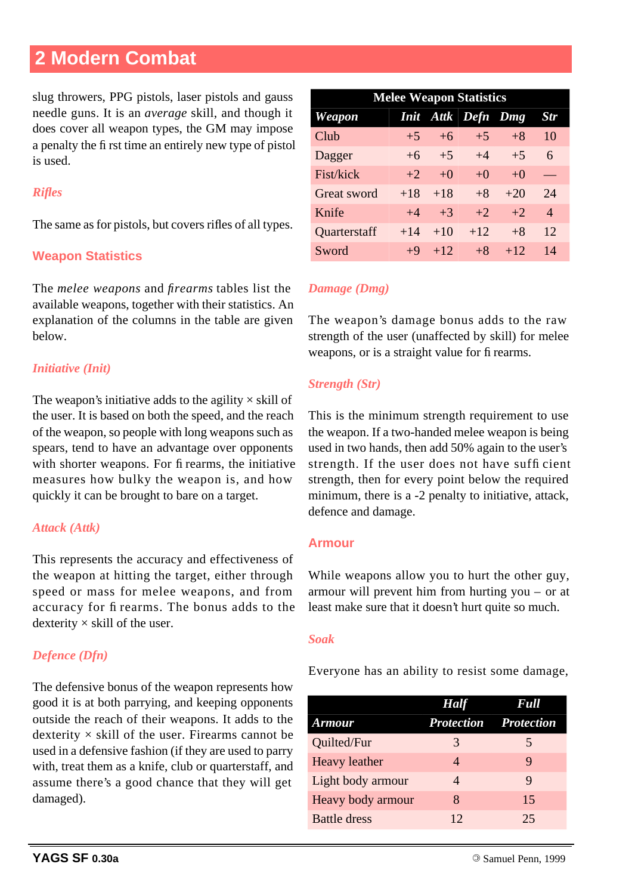# 2 Modern Combat

slug throwers, PPG pistols, laser pistols and gauss needle guns. It is an *average* skill, and though it does cover all weapon types, the GM may impose a penalty the first time an entirely new type of pistol is used.

### *Rifles*

The same as for pistols, but covers rifles of all types.

## Weapon Statistics

The *melee weapons* and *firearms* tables list the available weapons, together with their statistics. An explanation of the columns in the table are given below.

### *Initiative (Init)*

The weapon's initiative adds to the agility × skill of the user. It is based on both the speed, and the reach of the weapon, so people with long weapons such as spears, tend to have an advantage over opponents with shorter weapons. For firearms, the initiative measures how bulky the weapon is, and how quickly it can be brought to bare on a target.

### *Attack (Attk)*

This represents the accuracy and effectiveness of the weapon at hitting the target, either through speed or mass for melee weapons, and from accuracy for firearms. The bonus adds to the dexterity × skill of the user.

### *Defence (Dfn)*

The defensive bonus of the weapon represents how good it is at both parrying, and keeping opponents outside the reach of their weapons. It adds to the dexterity × skill of the user. Firearms cannot be used in a defensive fashion (if they are used to parry with, treat them as a knife, club or quarterstaff, and assume there's a good chance that they will get damaged).

**Melee Weapon Statistics**

| *Weapon* | *Init* | *Attk* | *Defn* | *Dmg* | *Str* |
|---|---|---|---|---|---|
| Club | +5 | +6 | +5 | +8 | 10 |
| Dagger | +6 | +5 | +4 | +5 | 6 |
| Fist/kick | +2 | +0 | +0 | +0 | — |
| Great sword | +18 | +18 | +8 | +20 | 24 |
| Knife | +4 | +3 | +2 | +2 | 4 |
| Quarterstaff | +14 | +10 | +12 | +8 | 12 |
| Sword | +9 | +12 | +8 | +12 | 14 |

### *Damage (Dmg)*

The weapon's damage bonus adds to the raw strength of the user (unaffected by skill) for melee weapons, or is a straight value for firearms.

### *Strength (Str)*

This is the minimum strength requirement to use the weapon. If a two-handed melee weapon is being used in two hands, then add 50% again to the user's strength. If the user does not have sufficient strength, then for every point below the required minimum, there is a -2 penalty to initiative, attack, defence and damage.

## Armour

While weapons allow you to hurt the other guy, armour will prevent him from hurting you – or at least make sure that it doesn't hurt quite so much.

### *Soak*

Everyone has an ability to resist some damage,

| *Armour* | *Half Protection* | *Full Protection* |
|---|---|---|
| Quilted/Fur | 3 | 5 |
| Heavy leather | 4 | 9 |
| Light body armour | 4 | 9 |
| Heavy body armour | 8 | 15 |
| Battle dress | 12 | 25 |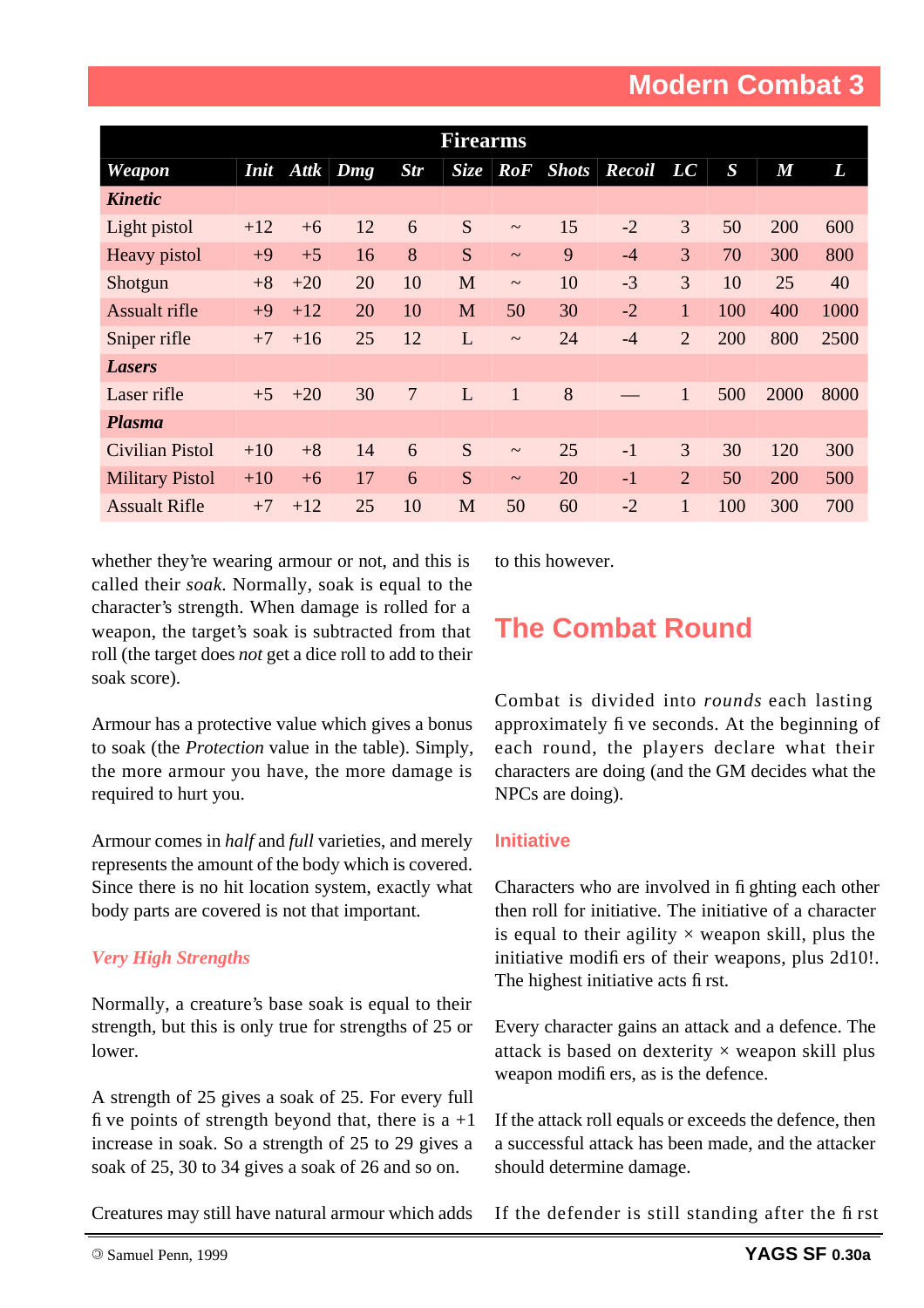| Firearms | | | | | | | | | | | | |
|---|---|---|---|---|---|---|---|---|---|---|---|---|
| *Weapon* | *Init* | *Attk* | *Dmg* | *Str* | *Size* | *RoF* | *Shots* | *Recoil* | *LC* | *S* | *M* | *L* |
| ***Kinetic*** | | | | | | | | | | | | |
| Light pistol | +12 | +6 | 12 | 6 | S | ~ | 15 | -2 | 3 | 50 | 200 | 600 |
| Heavy pistol | +9 | +5 | 16 | 8 | S | ~ | 9 | -4 | 3 | 70 | 300 | 800 |
| Shotgun | +8 | +20 | 20 | 10 | M | ~ | 10 | -3 | 3 | 10 | 25 | 40 |
| Assault rifle | +9 | +12 | 20 | 10 | M | 50 | 30 | -2 | 1 | 100 | 400 | 1000 |
| Sniper rifle | +7 | +16 | 25 | 12 | L | ~ | 24 | -4 | 2 | 200 | 800 | 2500 |
| ***Lasers*** | | | | | | | | | | | | |
| Laser rifle | +5 | +20 | 30 | 7 | L | 1 | 8 | — | 1 | 500 | 2000 | 8000 |
| ***Plasma*** | | | | | | | | | | | | |
| Civilian Pistol | +10 | +8 | 14 | 6 | S | ~ | 25 | -1 | 3 | 30 | 120 | 300 |
| Military Pistol | +10 | +6 | 17 | 6 | S | ~ | 20 | -1 | 2 | 50 | 200 | 500 |
| Assault Rifle | +7 | +12 | 25 | 10 | M | 50 | 60 | -2 | 1 | 100 | 300 | 700 |

whether they're wearing armour or not, and this is called their *soak*. Normally, soak is equal to the character's strength. When damage is rolled for a weapon, the target's soak is subtracted from that roll (the target does *not* get a dice roll to add to their soak score).

Armour has a protective value which gives a bonus to soak (the *Protection* value in the table). Simply, the more armour you have, the more damage is required to hurt you.

Armour comes in *half* and *full* varieties, and merely represents the amount of the body which is covered. Since there is no hit location system, exactly what body parts are covered is not that important.

### *Very High Strengths*

Normally, a creature's base soak is equal to their strength, but this is only true for strengths of 25 or lower.

A strength of 25 gives a soak of 25. For every full five points of strength beyond that, there is a +1 increase in soak. So a strength of 25 to 29 gives a soak of 25, 30 to 34 gives a soak of 26 and so on.

Creatures may still have natural armour which adds to this however.

## The Combat Round

Combat is divided into *rounds* each lasting approximately five seconds. At the beginning of each round, the players declare what their characters are doing (and the GM decides what the NPCs are doing).

### Initiative

Characters who are involved in fighting each other then roll for initiative. The initiative of a character is equal to their agility × weapon skill, plus the initiative modifiers of their weapons, plus 2d10!. The highest initiative acts first.

Every character gains an attack and a defence. The attack is based on dexterity × weapon skill plus weapon modifiers, as is the defence.

If the attack roll equals or exceeds the defence, then a successful attack has been made, and the attacker should determine damage.

If the defender is still standing after the first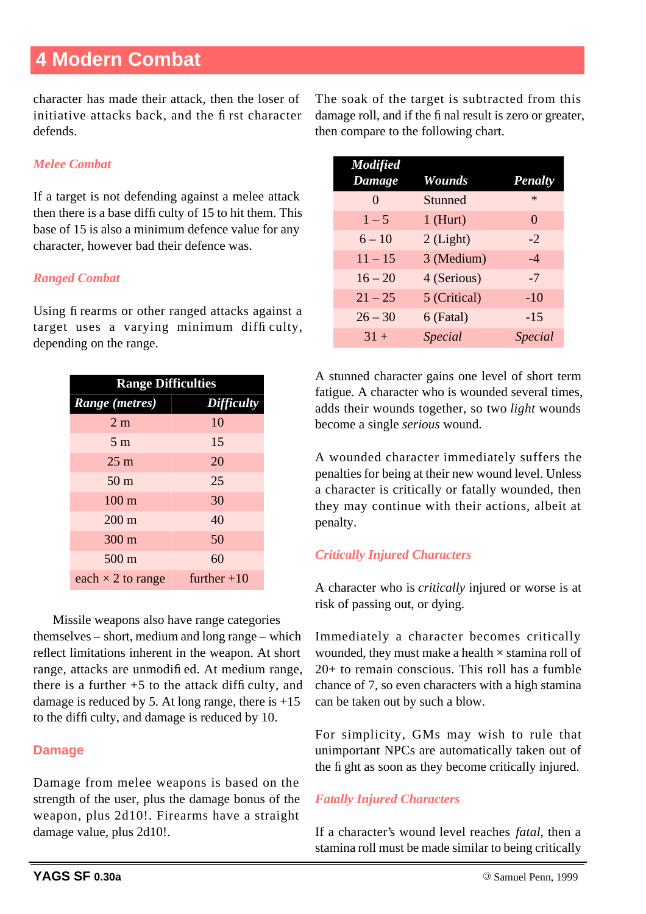# 4 Modern Combat

character has made their attack, then the loser of initiative attacks back, and the first character defends.

### *Melee Combat*

If a target is not defending against a melee attack then there is a base difficulty of 15 to hit them. This base of 15 is also a minimum defence value for any character, however bad their defence was.

### *Ranged Combat*

Using firearms or other ranged attacks against a target uses a varying minimum difficulty, depending on the range.

| Range Difficulties | |
|---|---|
| ***Range (metres)*** | ***Difficulty*** |
| 2 m | 10 |
| 5 m | 15 |
| 25 m | 20 |
| 50 m | 25 |
| 100 m | 30 |
| 200 m | 40 |
| 300 m | 50 |
| 500 m | 60 |
| each × 2 to range | further +10 |

Missile weapons also have range categories themselves – short, medium and long range – which reflect limitations inherent in the weapon. At short range, attacks are unmodified. At medium range, there is a further +5 to the attack difficulty, and damage is reduced by 5. At long range, there is +15 to the difficulty, and damage is reduced by 10.

## Damage

Damage from melee weapons is based on the strength of the user, plus the damage bonus of the weapon, plus 2d10!. Firearms have a straight damage value, plus 2d10!.

The soak of the target is subtracted from this damage roll, and if the final result is zero or greater, then compare to the following chart.

| ***Modified Damage*** | ***Wounds*** | ***Penalty*** |
|---|---|---|
| 0 | Stunned | * |
| 1 – 5 | 1 (Hurt) | 0 |
| 6 – 10 | 2 (Light) | -2 |
| 11 – 15 | 3 (Medium) | -4 |
| 16 – 20 | 4 (Serious) | -7 |
| 21 – 25 | 5 (Critical) | -10 |
| 26 – 30 | 6 (Fatal) | -15 |
| 31 + | *Special* | *Special* |

A stunned character gains one level of short term fatigue. A character who is wounded several times, adds their wounds together, so two *light* wounds become a single *serious* wound.

A wounded character immediately suffers the penalties for being at their new wound level. Unless a character is critically or fatally wounded, then they may continue with their actions, albeit at penalty.

### *Critically Injured Characters*

A character who is *critically* injured or worse is at risk of passing out, or dying.

Immediately a character becomes critically wounded, they must make a health × stamina roll of 20+ to remain conscious. This roll has a fumble chance of 7, so even characters with a high stamina can be taken out by such a blow.

For simplicity, GMs may wish to rule that unimportant NPCs are automatically taken out of the fight as soon as they become critically injured.

### *Fatally Injured Characters*

If a character's wound level reaches *fatal*, then a stamina roll must be made similar to being critically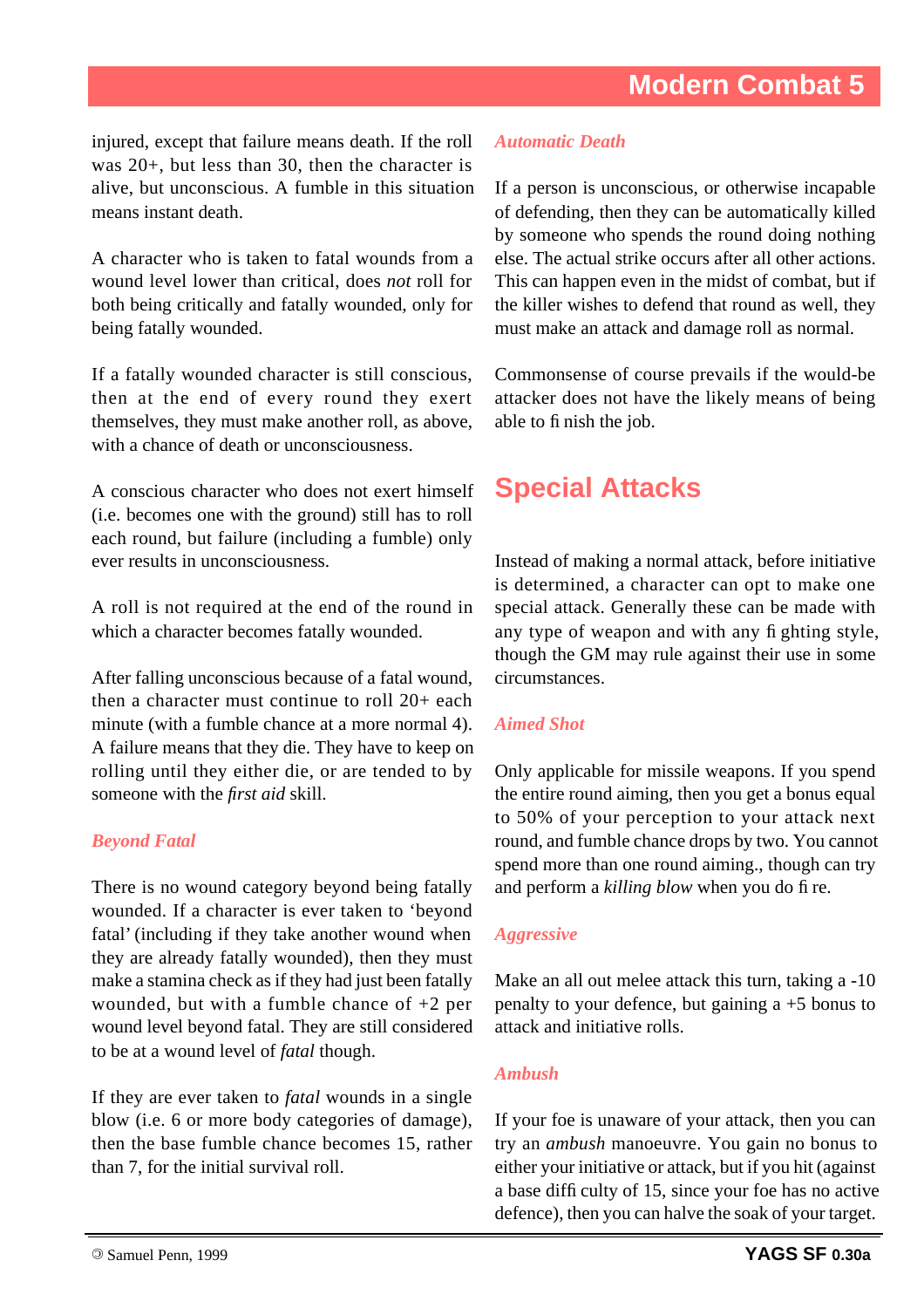injured, except that failure means death. If the roll was 20+, but less than 30, then the character is alive, but unconscious. A fumble in this situation means instant death.

A character who is taken to fatal wounds from a wound level lower than critical, does *not* roll for both being critically and fatally wounded, only for being fatally wounded.

If a fatally wounded character is still conscious, then at the end of every round they exert themselves, they must make another roll, as above, with a chance of death or unconsciousness.

A conscious character who does not exert himself (i.e. becomes one with the ground) still has to roll each round, but failure (including a fumble) only ever results in unconsciousness.

A roll is not required at the end of the round in which a character becomes fatally wounded.

After falling unconscious because of a fatal wound, then a character must continue to roll 20+ each minute (with a fumble chance at a more normal 4). A failure means that they die. They have to keep on rolling until they either die, or are tended to by someone with the *first aid* skill.

### *Beyond Fatal*

There is no wound category beyond being fatally wounded. If a character is ever taken to 'beyond fatal' (including if they take another wound when they are already fatally wounded), then they must make a stamina check as if they had just been fatally wounded, but with a fumble chance of +2 per wound level beyond fatal. They are still considered to be at a wound level of *fatal* though.

If they are ever taken to *fatal* wounds in a single blow (i.e. 6 or more body categories of damage), then the base fumble chance becomes 15, rather than 7, for the initial survival roll.

### *Automatic Death*

If a person is unconscious, or otherwise incapable of defending, then they can be automatically killed by someone who spends the round doing nothing else. The actual strike occurs after all other actions. This can happen even in the midst of combat, but if the killer wishes to defend that round as well, they must make an attack and damage roll as normal.

Commonsense of course prevails if the would-be attacker does not have the likely means of being able to finish the job.

## Special Attacks

Instead of making a normal attack, before initiative is determined, a character can opt to make one special attack. Generally these can be made with any type of weapon and with any fighting style, though the GM may rule against their use in some circumstances.

### *Aimed Shot*

Only applicable for missile weapons. If you spend the entire round aiming, then you get a bonus equal to 50% of your perception to your attack next round, and fumble chance drops by two. You cannot spend more than one round aiming., though can try and perform a *killing blow* when you do fire.

### *Aggressive*

Make an all out melee attack this turn, taking a -10 penalty to your defence, but gaining a +5 bonus to attack and initiative rolls.

### *Ambush*

If your foe is unaware of your attack, then you can try an *ambush* manoeuvre. You gain no bonus to either your initiative or attack, but if you hit (against a base difficulty of 15, since your foe has no active defence), then you can halve the soak of your target.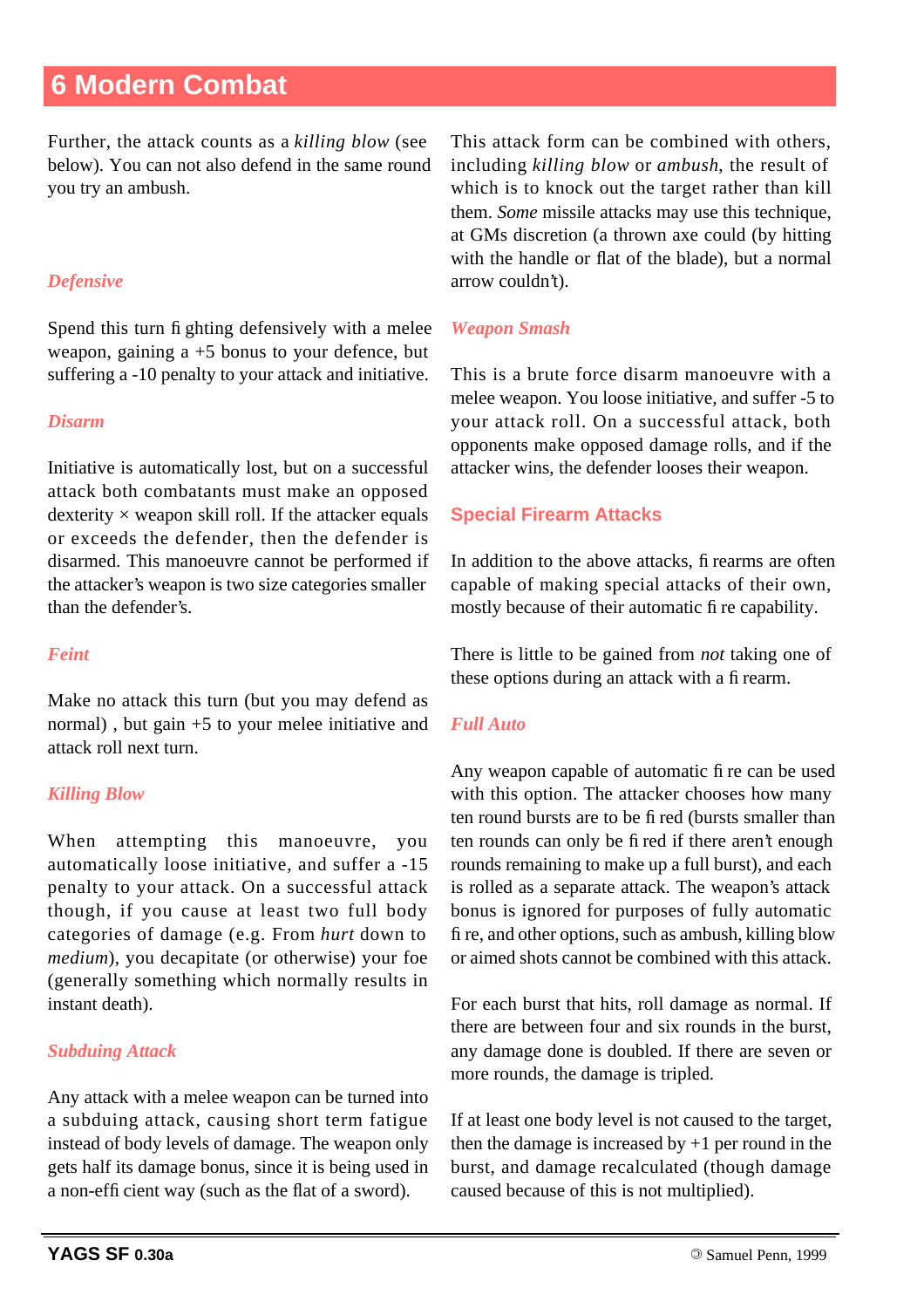# 6 Modern Combat

Further, the attack counts as a *killing blow* (see below). You can not also defend in the same round you try an ambush.

### *Defensive*

Spend this turn fighting defensively with a melee weapon, gaining a +5 bonus to your defence, but suffering a -10 penalty to your attack and initiative.

### *Disarm*

Initiative is automatically lost, but on a successful attack both combatants must make an opposed dexterity × weapon skill roll. If the attacker equals or exceeds the defender, then the defender is disarmed. This manoeuvre cannot be performed if the attacker's weapon is two size categories smaller than the defender's.

### *Feint*

Make no attack this turn (but you may defend as normal) , but gain +5 to your melee initiative and attack roll next turn.

### *Killing Blow*

When attempting this manoeuvre, you automatically loose initiative, and suffer a -15 penalty to your attack. On a successful attack though, if you cause at least two full body categories of damage (e.g. From *hurt* down to *medium*), you decapitate (or otherwise) your foe (generally something which normally results in instant death).

### *Subduing Attack*

Any attack with a melee weapon can be turned into a subduing attack, causing short term fatigue instead of body levels of damage. The weapon only gets half its damage bonus, since it is being used in a non-efficient way (such as the flat of a sword).

This attack form can be combined with others, including *killing blow* or *ambush*, the result of which is to knock out the target rather than kill them. *Some* missile attacks may use this technique, at GMs discretion (a thrown axe could (by hitting with the handle or flat of the blade), but a normal arrow couldn't).

### *Weapon Smash*

This is a brute force disarm manoeuvre with a melee weapon. You loose initiative, and suffer -5 to your attack roll. On a successful attack, both opponents make opposed damage rolls, and if the attacker wins, the defender looses their weapon.

## Special Firearm Attacks

In addition to the above attacks, firearms are often capable of making special attacks of their own, mostly because of their automatic fire capability.

There is little to be gained from *not* taking one of these options during an attack with a firearm.

### *Full Auto*

Any weapon capable of automatic fire can be used with this option. The attacker chooses how many ten round bursts are to be fired (bursts smaller than ten rounds can only be fired if there aren't enough rounds remaining to make up a full burst), and each is rolled as a separate attack. The weapon's attack bonus is ignored for purposes of fully automatic fire, and other options, such as ambush, killing blow or aimed shots cannot be combined with this attack.

For each burst that hits, roll damage as normal. If there are between four and six rounds in the burst, any damage done is doubled. If there are seven or more rounds, the damage is tripled.

If at least one body level is not caused to the target, then the damage is increased by +1 per round in the burst, and damage recalculated (though damage caused because of this is not multiplied).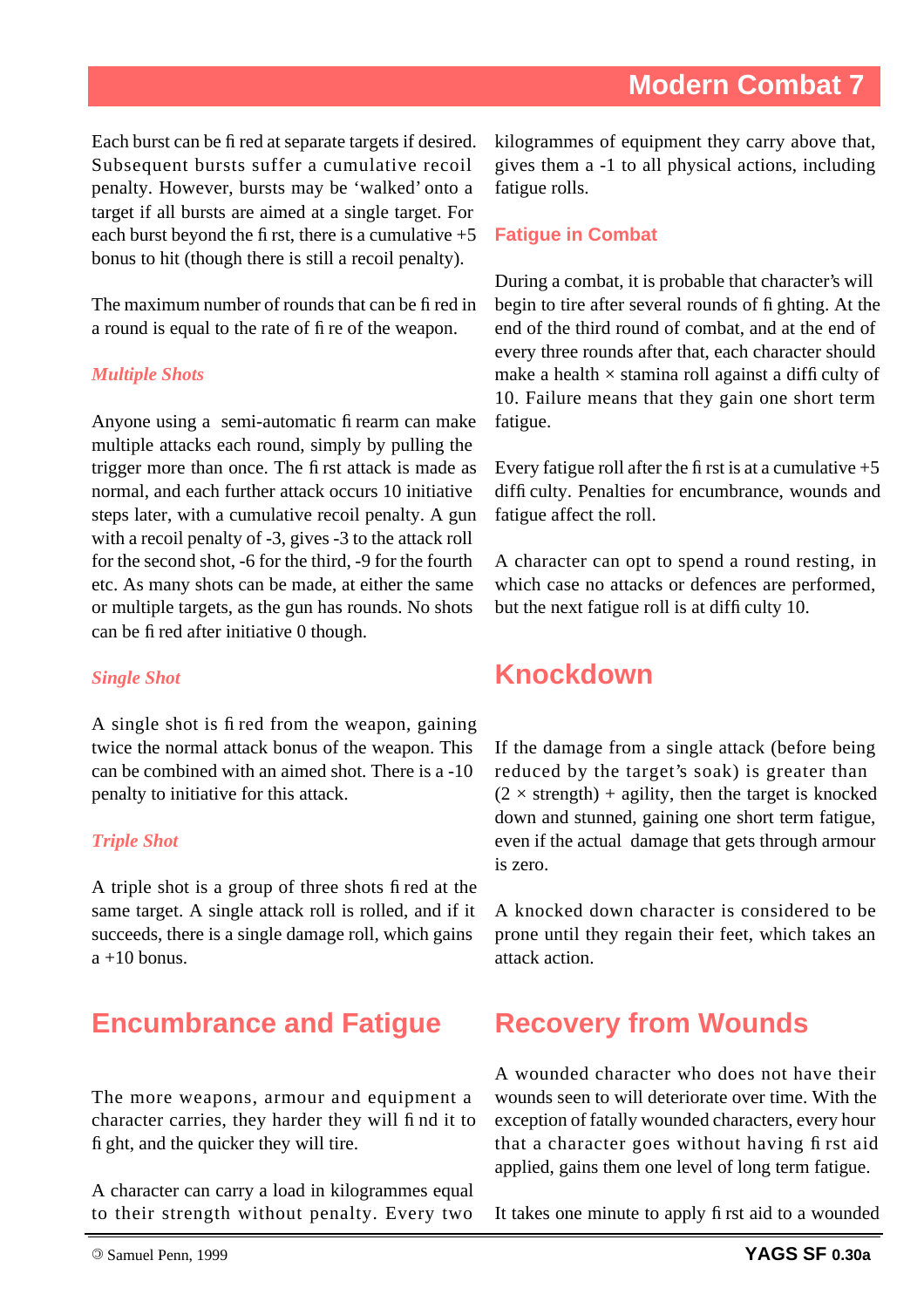Each burst can be fired at separate targets if desired. Subsequent bursts suffer a cumulative recoil penalty. However, bursts may be 'walked' onto a target if all bursts are aimed at a single target. For each burst beyond the first, there is a cumulative +5 bonus to hit (though there is still a recoil penalty).

The maximum number of rounds that can be fired in a round is equal to the rate of fire of the weapon.

### *Multiple Shots*

Anyone using a semi-automatic firearm can make multiple attacks each round, simply by pulling the trigger more than once. The first attack is made as normal, and each further attack occurs 10 initiative steps later, with a cumulative recoil penalty. A gun with a recoil penalty of -3, gives -3 to the attack roll for the second shot, -6 for the third, -9 for the fourth etc. As many shots can be made, at either the same or multiple targets, as the gun has rounds. No shots can be fired after initiative 0 though.

### *Single Shot*

A single shot is fired from the weapon, gaining twice the normal attack bonus of the weapon. This can be combined with an aimed shot. There is a -10 penalty to initiative for this attack.

### *Triple Shot*

A triple shot is a group of three shots fired at the same target. A single attack roll is rolled, and if it succeeds, there is a single damage roll, which gains a +10 bonus.

# Encumbrance and Fatigue

The more weapons, armour and equipment a character carries, they harder they will find it to fight, and the quicker they will tire.

A character can carry a load in kilogrammes equal to their strength without penalty. Every two kilogrammes of equipment they carry above that, gives them a -1 to all physical actions, including fatigue rolls.

## Fatigue in Combat

During a combat, it is probable that character's will begin to tire after several rounds of fighting. At the end of the third round of combat, and at the end of every three rounds after that, each character should make a health × stamina roll against a difficulty of 10. Failure means that they gain one short term fatigue.

Every fatigue roll after the first is at a cumulative +5 difficulty. Penalties for encumbrance, wounds and fatigue affect the roll.

A character can opt to spend a round resting, in which case no attacks or defences are performed, but the next fatigue roll is at difficulty 10.

# Knockdown

If the damage from a single attack (before being reduced by the target's soak) is greater than (2 × strength) + agility, then the target is knocked down and stunned, gaining one short term fatigue, even if the actual damage that gets through armour is zero.

A knocked down character is considered to be prone until they regain their feet, which takes an attack action.

# Recovery from Wounds

A wounded character who does not have their wounds seen to will deteriorate over time. With the exception of fatally wounded characters, every hour that a character goes without having first aid applied, gains them one level of long term fatigue.

It takes one minute to apply first aid to a wounded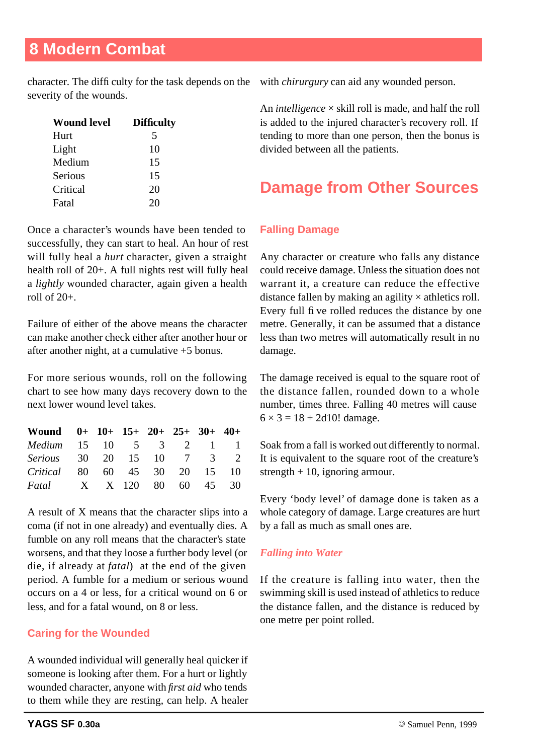# 8 Modern Combat

character. The difficulty for the task depends on the severity of the wounds.

| Wound level | Difficulty |
|---|---|
| Hurt | 5 |
| Light | 10 |
| Medium | 15 |
| Serious | 15 |
| Critical | 20 |
| Fatal | 20 |

Once a character's wounds have been tended to successfully, they can start to heal. An hour of rest will fully heal a *hurt* character, given a straight health roll of 20+. A full nights rest will fully heal a *lightly* wounded character, again given a health roll of 20+.

Failure of either of the above means the character can make another check either after another hour or after another night, at a cumulative +5 bonus.

For more serious wounds, roll on the following chart to see how many days recovery down to the next lower wound level takes.

| Wound | 0+ | 10+ | 15+ | 20+ | 25+ | 30+ | 40+ |
|---|---|---|---|---|---|---|---|
| *Medium* | 15 | 10 | 5 | 3 | 2 | 1 | 1 |
| *Serious* | 30 | 20 | 15 | 10 | 7 | 3 | 2 |
| *Critical* | 80 | 60 | 45 | 30 | 20 | 15 | 10 |
| *Fatal* | X | X | 120 | 80 | 60 | 45 | 30 |

A result of X means that the character slips into a coma (if not in one already) and eventually dies. A fumble on any roll means that the character's state worsens, and that they loose a further body level (or die, if already at *fatal*) at the end of the given period. A fumble for a medium or serious wound occurs on a 4 or less, for a critical wound on 6 or less, and for a fatal wound, on 8 or less.

### Caring for the Wounded

A wounded individual will generally heal quicker if someone is looking after them. For a hurt or lightly wounded character, anyone with *first aid* who tends to them while they are resting, can help. A healer with *chirurgury* can aid any wounded person.

An *intelligence* × skill roll is made, and half the roll is added to the injured character's recovery roll. If tending to more than one person, then the bonus is divided between all the patients.

## Damage from Other Sources

### Falling Damage

Any character or creature who falls any distance could receive damage. Unless the situation does not warrant it, a creature can reduce the effective distance fallen by making an agility × athletics roll. Every full five rolled reduces the distance by one metre. Generally, it can be assumed that a distance less than two metres will automatically result in no damage.

The damage received is equal to the square root of the distance fallen, rounded down to a whole number, times three. Falling 40 metres will cause 6 × 3 = 18 + 2d10! damage.

Soak from a fall is worked out differently to normal. It is equivalent to the square root of the creature's strength + 10, ignoring armour.

Every 'body level' of damage done is taken as a whole category of damage. Large creatures are hurt by a fall as much as small ones are.

#### *Falling into Water*

If the creature is falling into water, then the swimming skill is used instead of athletics to reduce the distance fallen, and the distance is reduced by one metre per point rolled.